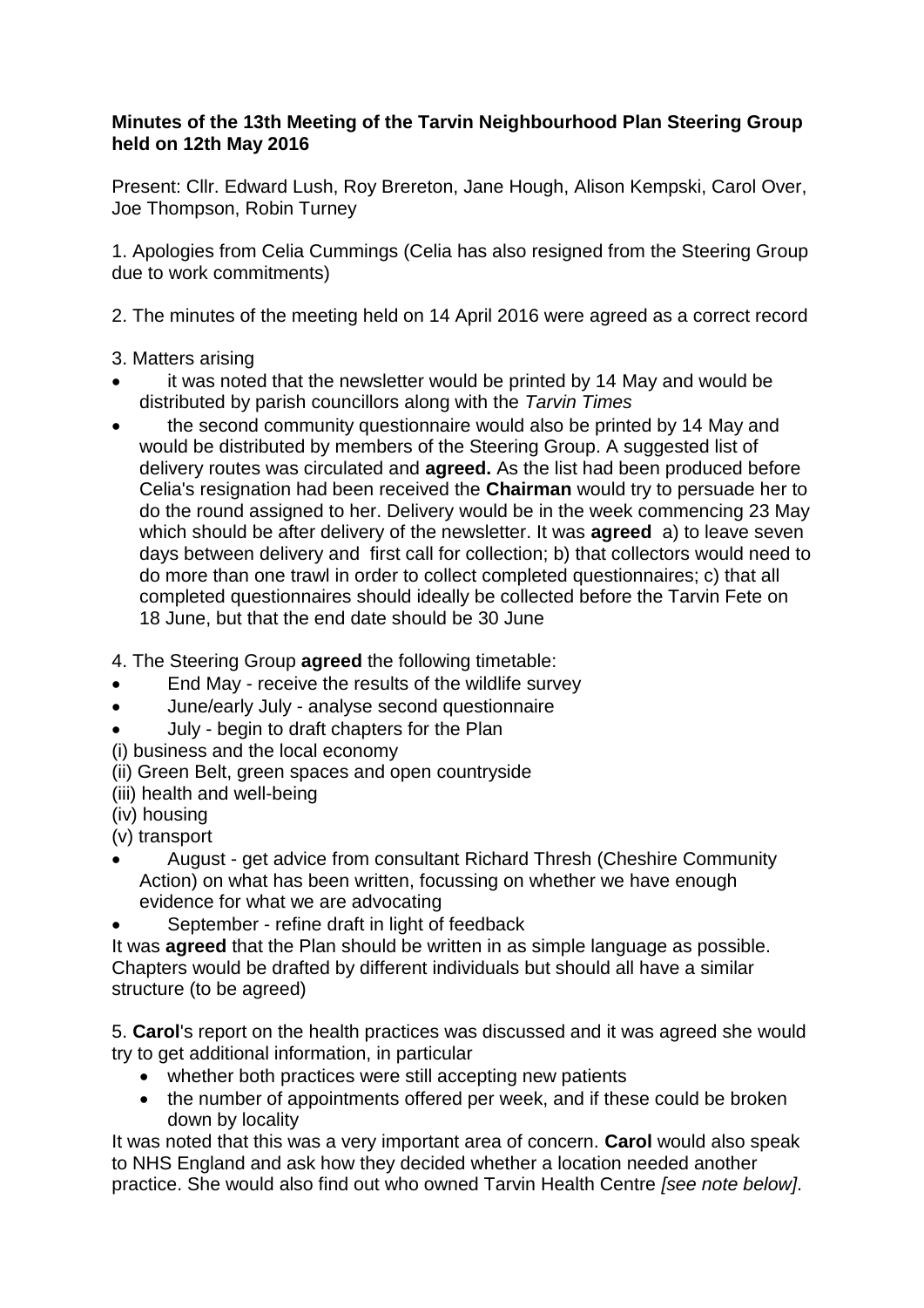**Minutes of the 13th Meeting of the Tarvin Neighbourhood Plan Steering Group held on 12th May 2016**

Present: Cllr. Edward Lush, Roy Brereton, Jane Hough, Alison Kempski, Carol Over, Joe Thompson, Robin Turney

1. Apologies from Celia Cummings (Celia has also resigned from the Steering Group due to work commitments)

2. The minutes of the meeting held on 14 April 2016 were agreed as a correct record

3. Matters arising

- it was noted that the newsletter would be printed by 14 May and would be distributed by parish councillors along with the *Tarvin Times*
- the second community questionnaire would also be printed by 14 May and would be distributed by members of the Steering Group. A suggested list of delivery routes was circulated and **agreed.** As the list had been produced before Celia's resignation had been received the **Chairman** would try to persuade her to do the round assigned to her. Delivery would be in the week commencing 23 May which should be after delivery of the newsletter. It was **agreed** a) to leave seven days between delivery and first call for collection; b) that collectors would need to do more than one trawl in order to collect completed questionnaires; c) that all completed questionnaires should ideally be collected before the Tarvin Fete on 18 June, but that the end date should be 30 June

4. The Steering Group **agreed** the following timetable:

- End May - receive the results of the wildlife survey
- June/early July - analyse second questionnaire
- July - begin to draft chapters for the Plan

(i) business and the local economy
(ii) Green Belt, green spaces and open countryside
(iii) health and well-being
(iv) housing
(v) transport

- August - get advice from consultant Richard Thresh (Cheshire Community Action) on what has been written, focussing on whether we have enough evidence for what we are advocating
- September - refine draft in light of feedback

It was **agreed** that the Plan should be written in as simple language as possible. Chapters would be drafted by different individuals but should all have a similar structure (to be agreed)

5. **Carol**'s report on the health practices was discussed and it was agreed she would try to get additional information, in particular

- whether both practices were still accepting new patients
- the number of appointments offered per week, and if these could be broken down by locality

It was noted that this was a very important area of concern. **Carol** would also speak to NHS England and ask how they decided whether a location needed another practice. She would also find out who owned Tarvin Health Centre *[see note below]*.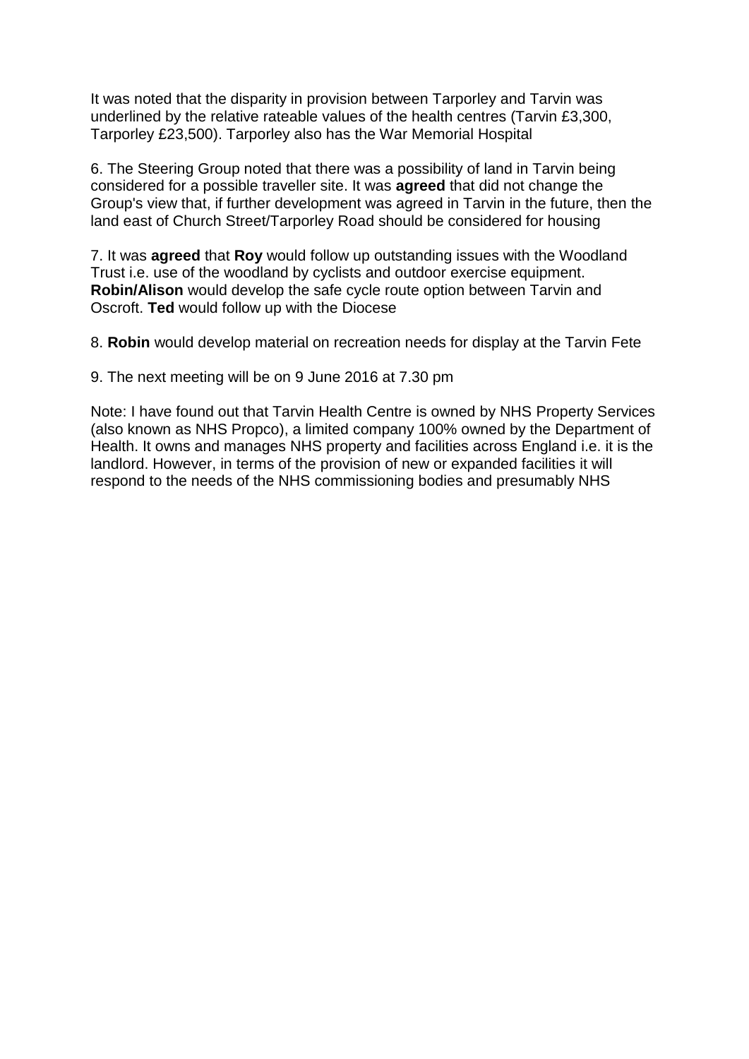It was noted that the disparity in provision between Tarporley and Tarvin was underlined by the relative rateable values of the health centres (Tarvin £3,300, Tarporley £23,500). Tarporley also has the War Memorial Hospital

6. The Steering Group noted that there was a possibility of land in Tarvin being considered for a possible traveller site. It was **agreed** that did not change the Group's view that, if further development was agreed in Tarvin in the future, then the land east of Church Street/Tarporley Road should be considered for housing

7. It was **agreed** that **Roy** would follow up outstanding issues with the Woodland Trust i.e. use of the woodland by cyclists and outdoor exercise equipment. **Robin/Alison** would develop the safe cycle route option between Tarvin and Oscroft. **Ted** would follow up with the Diocese

8. **Robin** would develop material on recreation needs for display at the Tarvin Fete

9. The next meeting will be on 9 June 2016 at 7.30 pm

Note: I have found out that Tarvin Health Centre is owned by NHS Property Services (also known as NHS Propco), a limited company 100% owned by the Department of Health. It owns and manages NHS property and facilities across England i.e. it is the landlord. However, in terms of the provision of new or expanded facilities it will respond to the needs of the NHS commissioning bodies and presumably NHS